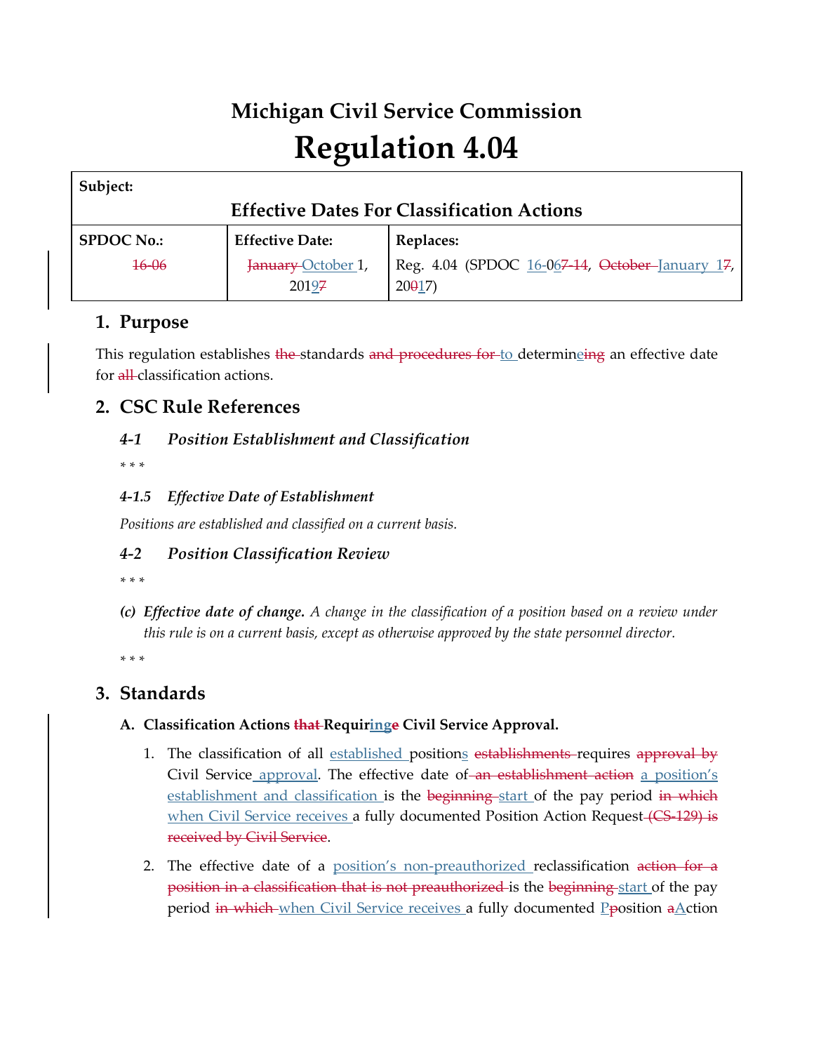# Michigan Civil Service Commission

# Regulation 4.04

| **Subject:** | | |
|---|---|---|
| **Effective Dates For Classification Actions** | | |
| **SPDOC No.:** | **Effective Date:** | **Replaces:** |
| ~~16-06~~ | ~~January~~ October 1, 2019~~7~~ | Reg. 4.04 (SPDOC 16-06~~7-14~~, ~~October~~ January 1~~7~~, 20~~0~~17) |

## 1. Purpose

This regulation establishes ~~the~~ standards ~~and procedures for~~ to determine~~ing~~ an effective date for ~~all~~ classification actions.

## 2. CSC Rule References

### *4-1 Position Establishment and Classification*

\* \* \*

#### *4-1.5 Effective Date of Establishment*

*Positions are established and classified on a current basis.*

### *4-2 Position Classification Review*

\* \* \*

*(c)* ***Effective date of change.*** *A change in the classification of a position based on a review under this rule is on a current basis, except as otherwise approved by the state personnel director.*

\* \* \*

## 3. Standards

### A. Classification Actions ~~that~~ Requiring~~e~~ Civil Service Approval.

1. The classification of all established positions ~~establishments~~ requires ~~approval by~~ Civil Service approval. The effective date of ~~an establishment action~~ a position's establishment and classification is the ~~beginning~~ start of the pay period ~~in which~~ when Civil Service receives a fully documented Position Action Request ~~(CS-129) is received by Civil Service~~.

2. The effective date of a position's non-preauthorized reclassification ~~action for a position in a classification that is not preauthorized~~ is the ~~beginning~~ start of the pay period ~~in which~~ when Civil Service receives a fully documented P~~p~~osition ~~a~~Action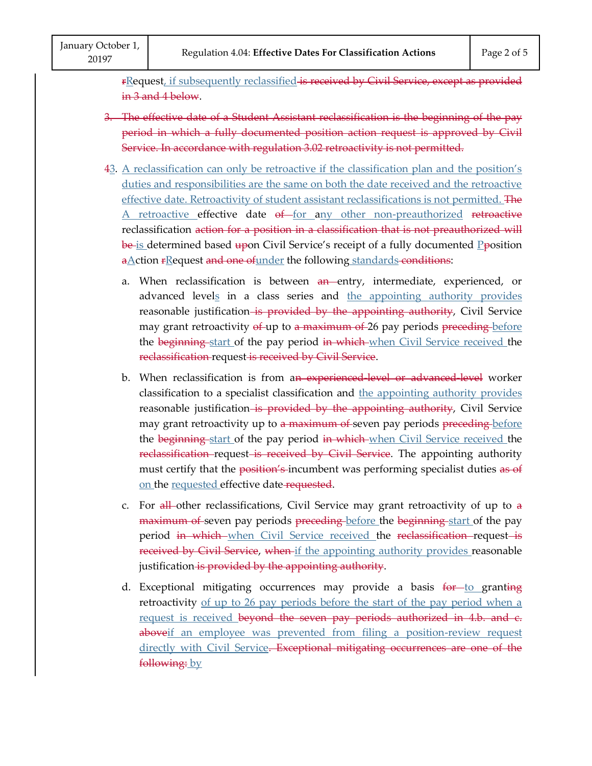~~r~~Request, if subsequently reclassified ~~is received by Civil Service, except as provided in 3 and 4 below~~.

~~3. The effective date of a Student Assistant reclassification is the beginning of the pay period in which a fully documented position action request is approved by Civil Service. In accordance with regulation 3.02 retroactivity is not permitted.~~

~~4~~3. A reclassification can only be retroactive if the classification plan and the position's duties and responsibilities are the same on both the date received and the retroactive effective date. Retroactivity of student assistant reclassifications is not permitted. ~~The~~ A retroactive effective date ~~of~~ for any other non-preauthorized ~~retroactive~~ reclassification ~~action for a position in a classification that is not preauthorized will be~~ is determined based ~~up~~on Civil Service's receipt of a fully documented ~~p~~Position ~~a~~Action ~~r~~Request ~~and one of~~ under the following standards ~~conditions~~:

a. When reclassification is between ~~an~~ entry, intermediate, experienced, or advanced levels in a class series and the appointing authority provides reasonable justification ~~is provided by the appointing authority~~, Civil Service may grant retroactivity ~~of~~ up to ~~a maximum of~~ 26 pay periods ~~preceding~~ before the ~~beginning~~ start of the pay period ~~in which~~ when Civil Service received the ~~reclassification~~ request ~~is received by Civil Service~~.

b. When reclassification is from a~~n experienced-level or advanced-level~~ worker classification to a specialist classification and the appointing authority provides reasonable justification ~~is provided by the appointing authority~~, Civil Service may grant retroactivity up to ~~a maximum of~~ seven pay periods ~~preceding~~ before the ~~beginning~~ start of the pay period ~~in which~~ when Civil Service received the ~~reclassification~~ request ~~is received by Civil Service~~. The appointing authority must certify that the ~~position's~~ incumbent was performing specialist duties ~~as of~~ on the requested effective date ~~requested~~.

c. For ~~all~~ other reclassifications, Civil Service may grant retroactivity of up to ~~a maximum of~~ seven pay periods ~~preceding~~ before the ~~beginning~~ start of the pay period ~~in which~~ when Civil Service received the ~~reclassification~~ request ~~is received by Civil Service~~, ~~when~~ if the appointing authority provides reasonable justification ~~is provided by the appointing authority~~.

d. Exceptional mitigating occurrences may provide a basis ~~for~~ to grant~~ing~~ retroactivity of up to 26 pay periods before the start of the pay period when a request is received ~~beyond the seven pay periods authorized in 4.b. and c. above~~if an employee was prevented from filing a position-review request directly with Civil Service~~. Exceptional mitigating occurrences are one of the following:~~ by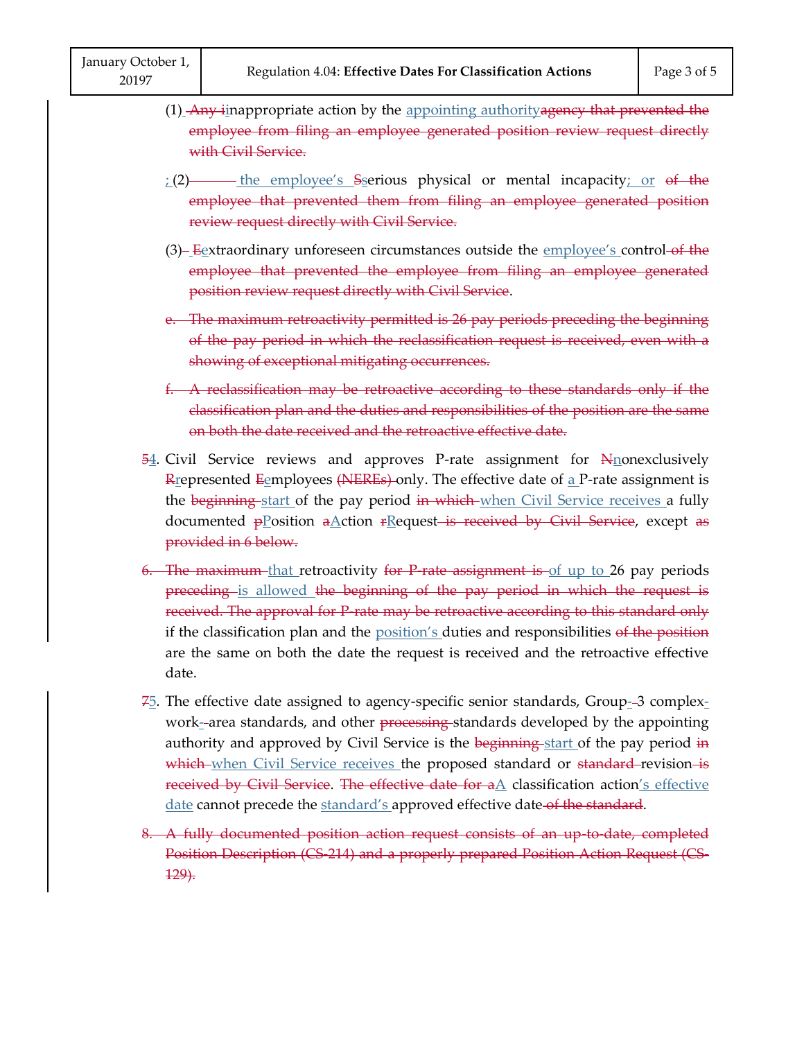(1) ~~Any i~~inappropriate action by the appointing authority~~agency that prevented the employee from filing an employee generated position review request directly with Civil Service.~~

; (2) the employee's ~~S~~serious physical or mental incapacity; or ~~of the employee that prevented them from filing an employee generated position review request directly with Civil Service.~~

(3) ~~E~~extraordinary unforeseen circumstances outside the employee's control ~~of the employee that prevented the employee from filing an employee generated position review request directly with Civil Service~~.

~~e. The maximum retroactivity permitted is 26 pay periods preceding the beginning of the pay period in which the reclassification request is received, even with a showing of exceptional mitigating occurrences.~~

~~f. A reclassification may be retroactive according to these standards only if the classification plan and the duties and responsibilities of the position are the same on both the date received and the retroactive effective date.~~

~~5~~4. Civil Service reviews and approves P-rate assignment for ~~N~~nonexclusively ~~R~~represented ~~E~~employees ~~(NEREs)~~ only. The effective date of a P-rate assignment is the ~~beginning~~ start of the pay period ~~in which~~ when Civil Service receives a fully documented ~~p~~Position ~~a~~Action ~~r~~Request ~~is received by Civil Service~~, except ~~as provided in 6 below.~~

~~6. The maximum~~ that retroactivity ~~for P-rate assignment is~~ of up to 26 pay periods ~~preceding~~ is allowed ~~the beginning of the pay period in which the request is received. The approval for P-rate may be retroactive according to this standard only~~ if the classification plan and the position's duties and responsibilities ~~of the position~~ are the same on both the date the request is received and the retroactive effective date.

~~7~~5. The effective date assigned to agency-specific senior standards, Group-3 complex-work-area standards, and other ~~processing~~ standards developed by the appointing authority and approved by Civil Service is the ~~beginning~~ start of the pay period ~~in which~~ when Civil Service receives the proposed standard or ~~standard~~ revision ~~is received by Civil Service~~. ~~The effective date for a~~A classification action's effective date cannot precede the standard's approved effective date ~~of the standard~~.

~~8. A fully documented position action request consists of an up-to-date, completed Position Description (CS-214) and a properly prepared Position Action Request (CS-129).~~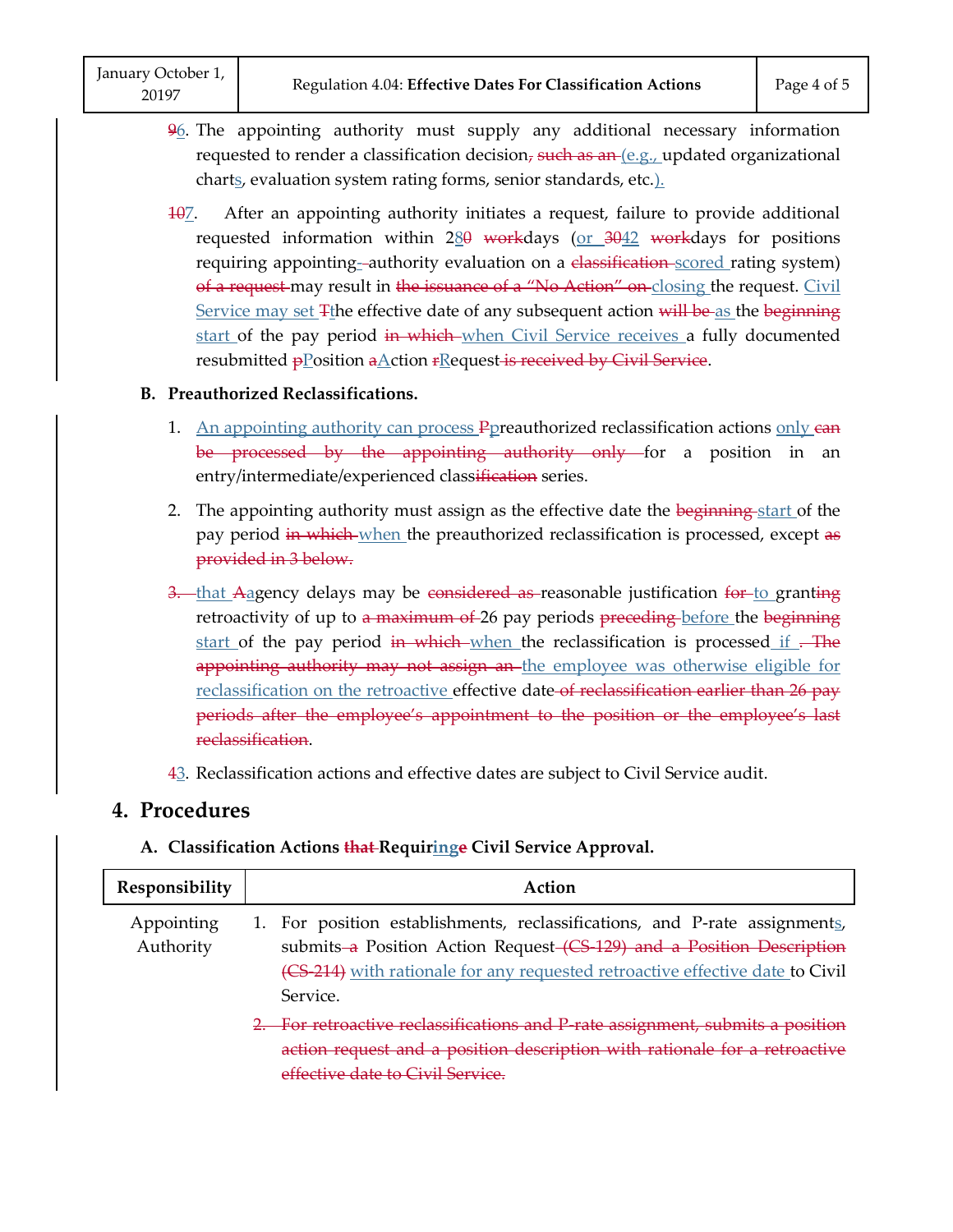~~9~~6. The appointing authority must supply any additional necessary information requested to render a classification decision~~, such as an~~ (e.g., updated organizational charts, evaluation system rating forms, senior standards, etc.).

~~10~~7. After an appointing authority initiates a request, failure to provide additional requested information within 28~~0~~ ~~work~~days (or ~~30~~42 ~~work~~days for positions requiring appointing-authority evaluation on a ~~classification~~ scored rating system) ~~of a request~~ may result in ~~the issuance of a "No Action" on~~ closing the request. Civil Service may set ~~T~~the effective date of any subsequent action ~~will be~~ as the ~~beginning~~ start of the pay period ~~in which~~ when Civil Service receives a fully documented resubmitted ~~p~~Position ~~a~~Action ~~r~~Request ~~is received by Civil Service~~.

**B. Preauthorized Reclassifications.**

1. An appointing authority can process ~~P~~preauthorized reclassification actions only ~~can be processed by the appointing authority only~~ for a position in an entry/intermediate/experienced class~~ification~~ series.

2. The appointing authority must assign as the effective date the ~~beginning~~ start of the pay period ~~in which~~ when the preauthorized reclassification is processed, except ~~as provided in 3 below.~~

~~3.~~ that ~~A~~agency delays may be ~~considered as~~ reasonable justification ~~for~~ to grant~~ing~~ retroactivity of up to ~~a maximum of~~ 26 pay periods ~~preceding~~ before the ~~beginning~~ start of the pay period ~~in which~~ when the reclassification is processed if ~~. The appointing authority may not assign an~~ the employee was otherwise eligible for reclassification on the retroactive effective date ~~of reclassification earlier than 26 pay periods after the employee's appointment to the position or the employee's last reclassification~~.

~~4~~3. Reclassification actions and effective dates are subject to Civil Service audit.

## 4. Procedures

**A. Classification Actions ~~that~~ Requiring~~e~~ Civil Service Approval.**

| Responsibility | Action |
|---|---|
| Appointing Authority | 1. For position establishments, reclassifications, and P-rate assignments, submits ~~a~~ Position Action Request ~~(CS-129) and a Position Description (CS-214)~~ with rationale for any requested retroactive effective date to Civil Service.<br>~~2. For retroactive reclassifications and P-rate assignment, submits a position action request and a position description with rationale for a retroactive effective date to Civil Service.~~ |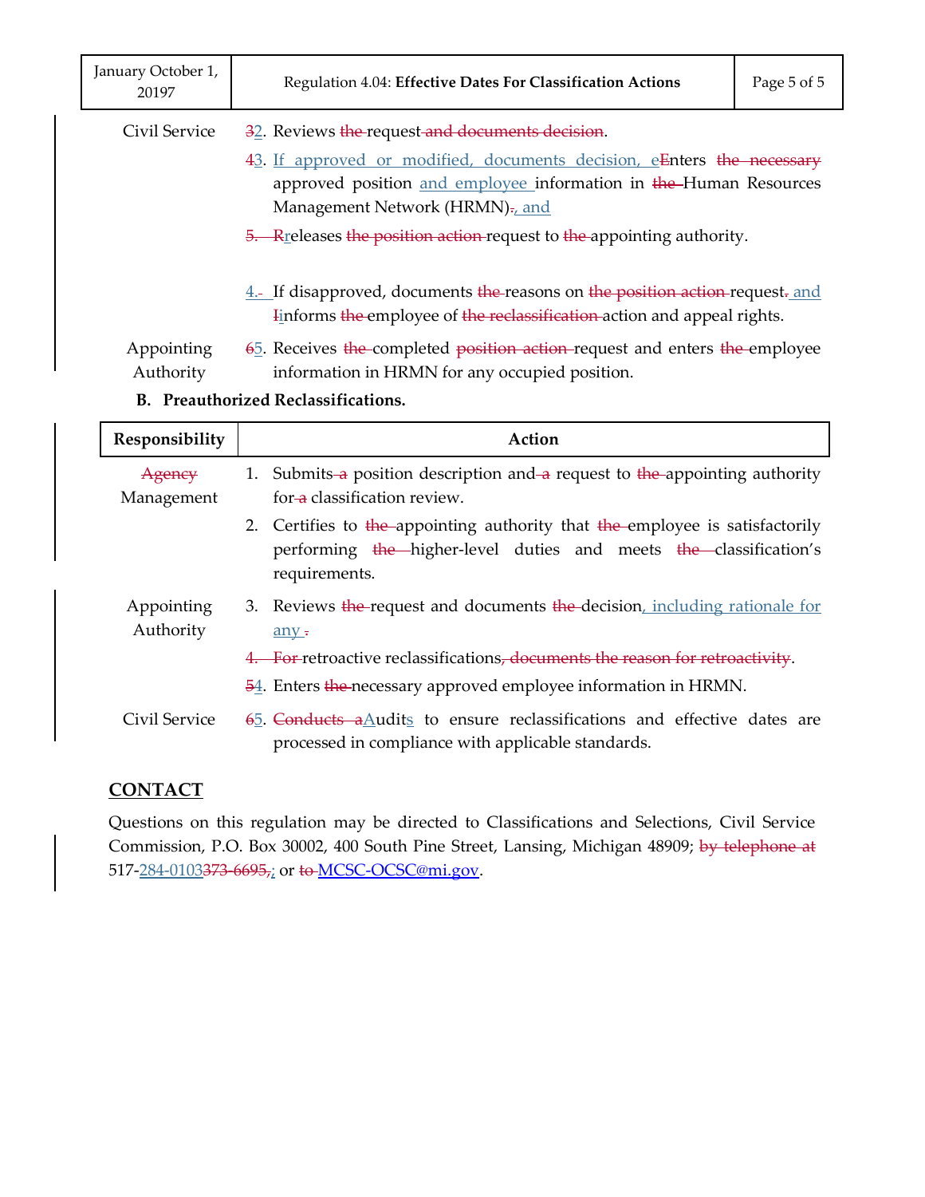| | |
|---|---|
| Civil Service | 32. Reviews the request and documents decision. |
| | 43. If approved or modified, documents decision, eEnters the necessary approved position and employee information in the Human Resources Management Network (HRMN)., and |
| | 5. Rreleases the position action request to the appointing authority. |
| | 4. If disapproved, documents the reasons on the position action request. and Iinforms the employee of the reclassification action and appeal rights. |
| Appointing Authority | 65. Receives the completed position action request and enters the employee information in HRMN for any occupied position. |

**B. Preauthorized Reclassifications.**

| Responsibility | Action |
|---|---|
| Agency Management | 1. Submits a position description and a request to the appointing authority for a classification review. |
| | 2. Certifies to the appointing authority that the employee is satisfactorily performing the higher-level duties and meets the classification's requirements. |
| Appointing Authority | 3. Reviews the request and documents the decision, including rationale for any . |
| | 4. For retroactive reclassifications, documents the reason for retroactivity. |
| | 54. Enters the necessary approved employee information in HRMN. |
| Civil Service | 65. Conducts aAudits to ensure reclassifications and effective dates are processed in compliance with applicable standards. |

## CONTACT

Questions on this regulation may be directed to Classifications and Selections, Civil Service Commission, P.O. Box 30002, 400 South Pine Street, Lansing, Michigan 48909; by telephone at 517-284-0103373-6695,; or to MCSC-OCSC@mi.gov.